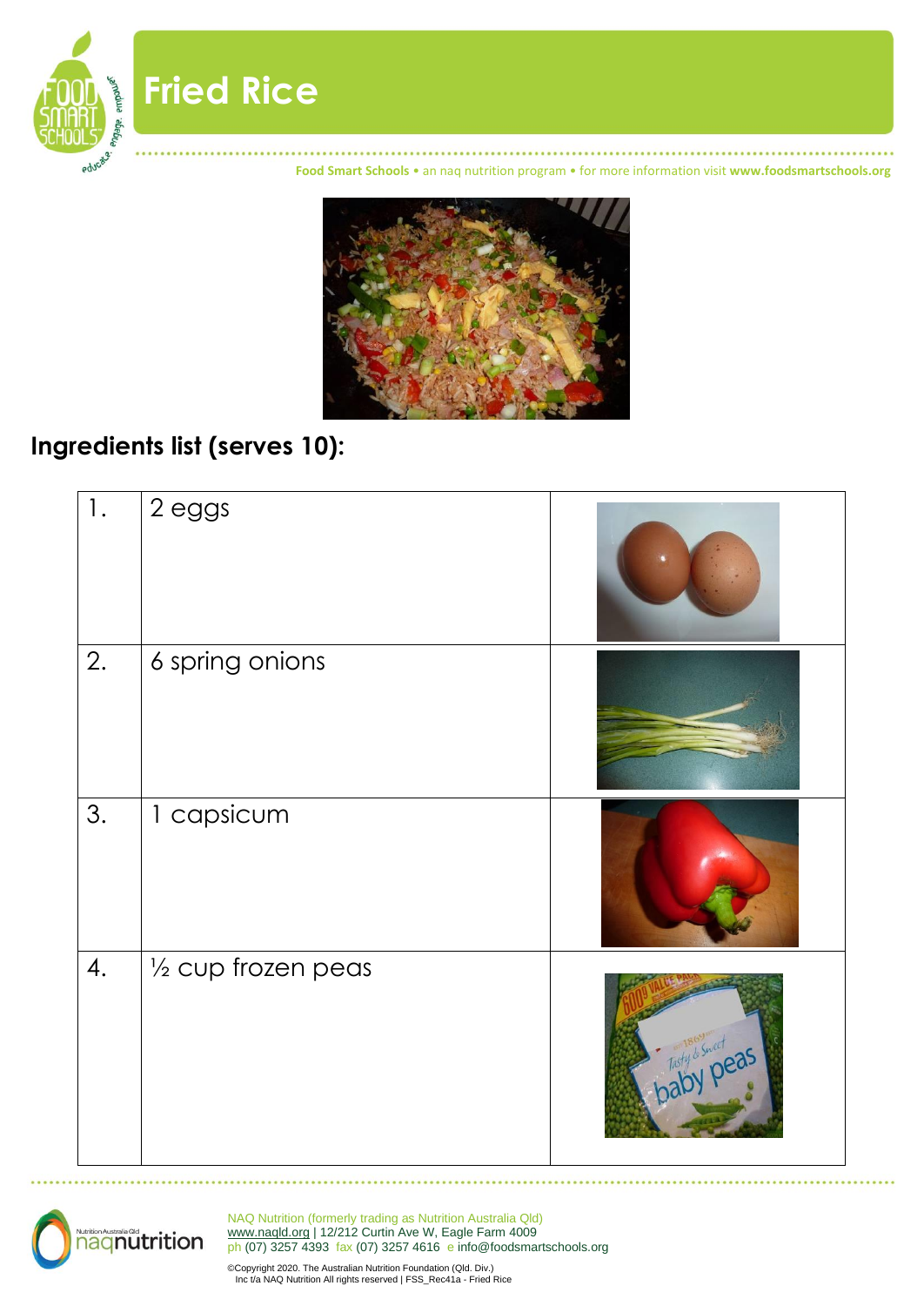# Fried Rice

Food Smart Schools • an naq nutrition program • for more information visit www.foodsmartschools.org

## Ingredients list (serves 10):

| | | |
|---|---|---|
| 1. | 2 eggs | |
| 2. | 6 spring onions | |
| 3. | 1 capsicum | |
| 4. | ½ cup frozen peas | |

NAQ Nutrition (formerly trading as Nutrition Australia Qld)
www.naqld.org | 12/212 Curtin Ave W, Eagle Farm 4009
ph (07) 3257 4393 fax (07) 3257 4616 e info@foodsmartschools.org

©Copyright 2020. The Australian Nutrition Foundation (Qld. Div.)
Inc t/a NAQ Nutrition All rights reserved | FSS_Rec41a - Fried Rice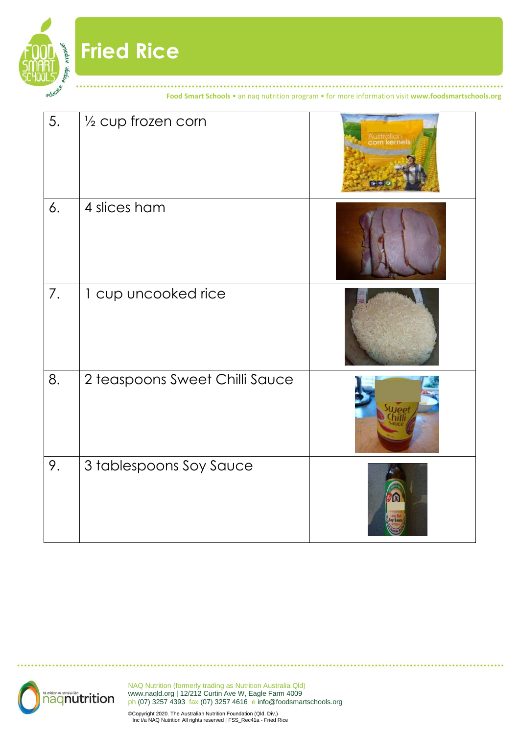# Fried Rice

| | | |
|---|---|---|
| 5. | ½ cup frozen corn | |
| 6. | 4 slices ham | |
| 7. | 1 cup uncooked rice | |
| 8. | 2 teaspoons Sweet Chilli Sauce | |
| 9. | 3 tablespoons Soy Sauce | |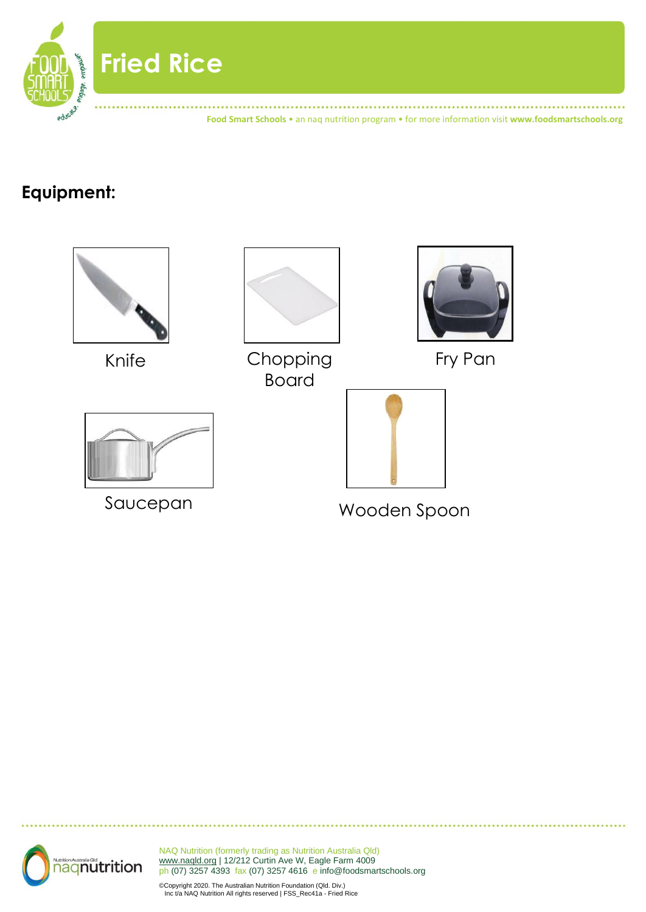# Fried Rice

## Equipment:

Knife

Chopping Board

Fry Pan

Saucepan

Wooden Spoon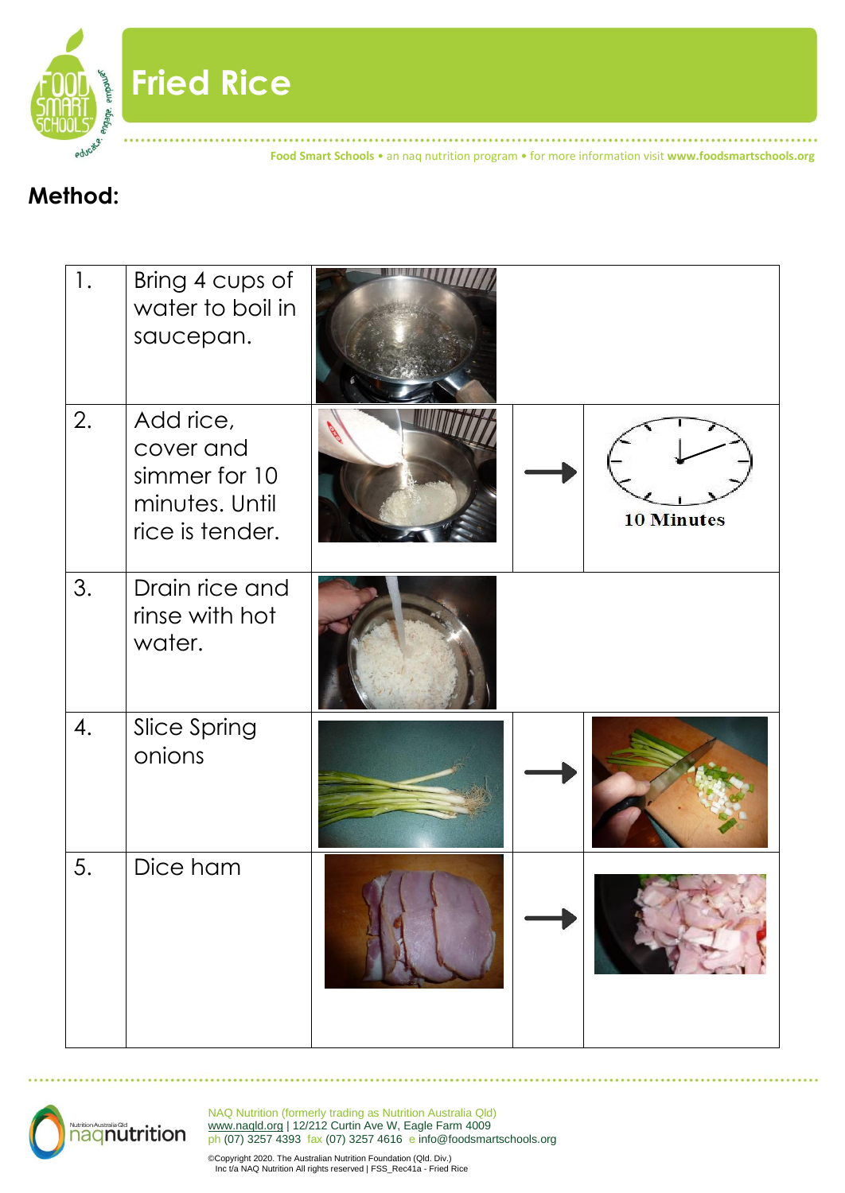# Fried Rice

Food Smart Schools • an naq nutrition program • for more information visit www.foodsmartschools.org

## Method:

| | | | | |
|---|---|---|---|---|
| 1. | Bring 4 cups of water to boil in saucepan. | | | |
| 2. | Add rice, cover and simmer for 10 minutes. Until rice is tender. | | → | 10 Minutes |
| 3. | Drain rice and rinse with hot water. | | | |
| 4. | Slice Spring onions | | → | |
| 5. | Dice ham | | → | |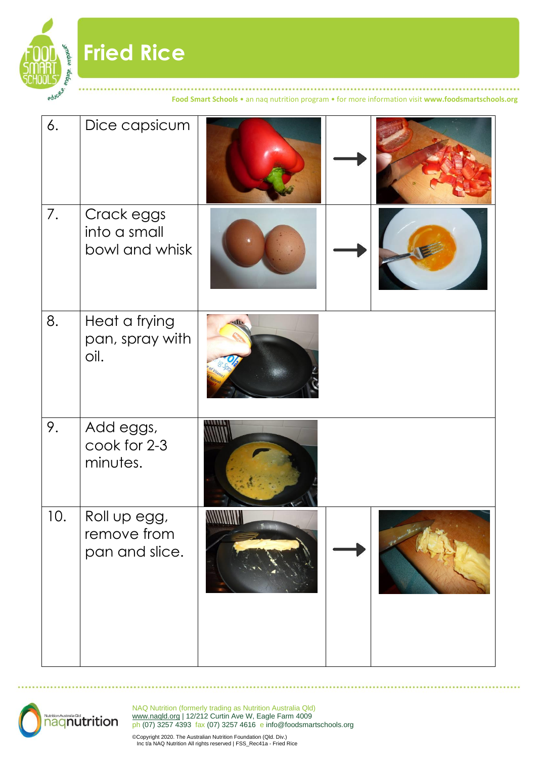# Fried Rice

Food Smart Schools • an naq nutrition program • for more information visit **www.foodsmartschools.org**

| | | | | |
|---|---|---|---|---|
| 6. | Dice capsicum | | → | |
| 7. | Crack eggs into a small bowl and whisk | | → | |
| 8. | Heat a frying pan, spray with oil. | | | |
| 9. | Add eggs, cook for 2-3 minutes. | | | |
| 10. | Roll up egg, remove from pan and slice. | | → | |

NAQ Nutrition (formerly trading as Nutrition Australia Qld)
www.naqld.org | 12/212 Curtin Ave W, Eagle Farm 4009
ph (07) 3257 4393 fax (07) 3257 4616 e info@foodsmartschools.org

©Copyright 2020. The Australian Nutrition Foundation (Qld. Div.)
Inc t/a NAQ Nutrition All rights reserved | FSS_Rec41a - Fried Rice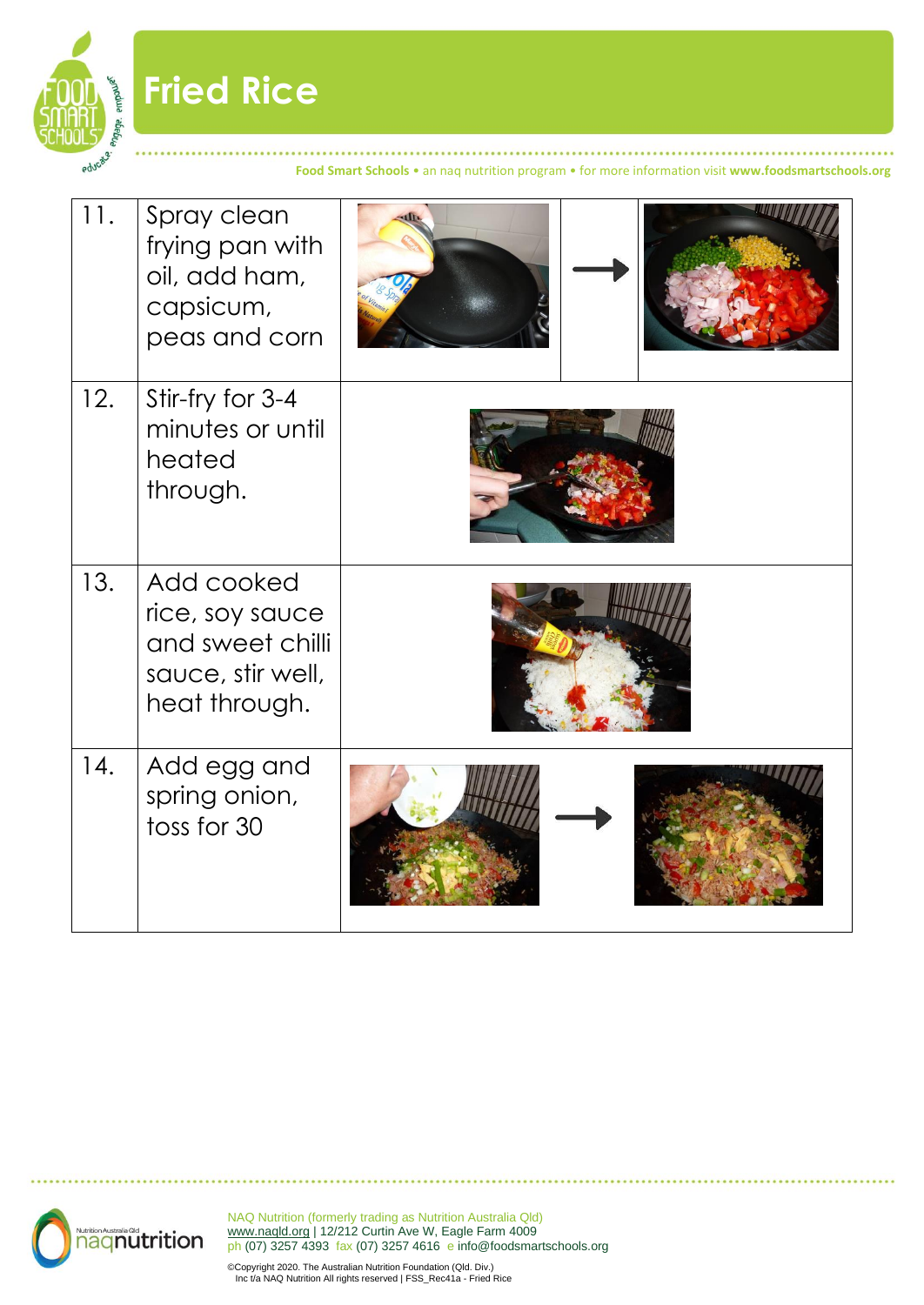# Fried Rice

Food Smart Schools • an naq nutrition program • for more information visit www.foodsmartschools.org

| | | |
|---|---|---|
| 11. | Spray clean frying pan with oil, add ham, capsicum, peas and corn | |
| 12. | Stir-fry for 3-4 minutes or until heated through. | |
| 13. | Add cooked rice, soy sauce and sweet chilli sauce, stir well, heat through. | |
| 14. | Add egg and spring onion, toss for 30 | |

NAQ Nutrition (formerly trading as Nutrition Australia Qld)
www.naqld.org | 12/212 Curtin Ave W, Eagle Farm 4009
ph (07) 3257 4393 fax (07) 3257 4616 e info@foodsmartschools.org

©Copyright 2020. The Australian Nutrition Foundation (Qld. Div.) Inc t/a NAQ Nutrition All rights reserved | FSS_Rec41a - Fried Rice